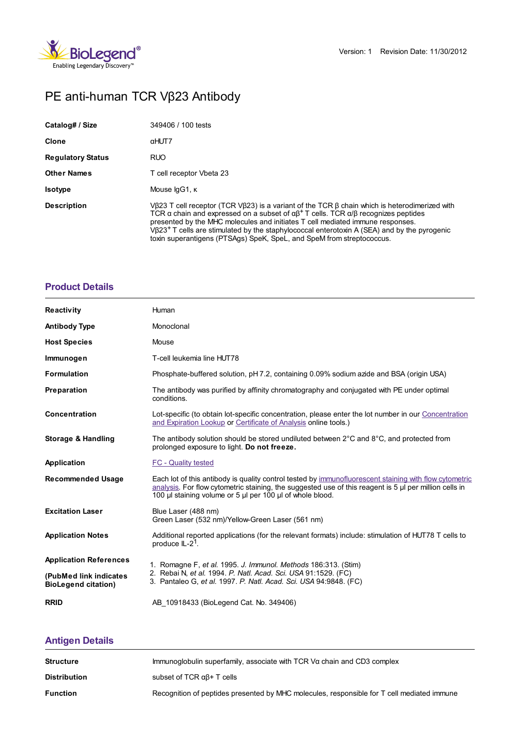BioLegend® Enabling Legendary Discovery™

Version: 1 Revision Date: 11/30/2012

# PE anti-human TCR Vβ23 Antibody

| | |
|---|---|
| **Catalog# / Size** | 349406 / 100 tests |
| **Clone** | αHUT7 |
| **Regulatory Status** | RUO |
| **Other Names** | T cell receptor Vbeta 23 |
| **Isotype** | Mouse IgG1, κ |
| **Description** | Vβ23 T cell receptor (TCR Vβ23) is a variant of the TCR β chain which is heterodimerized with TCR α chain and expressed on a subset of αβ$^+$ T cells. TCR α/β recognizes peptides presented by the MHC molecules and initiates T cell mediated immune responses. Vβ23$^+$ T cells are stimulated by the staphylococcal enterotoxin A (SEA) and by the pyrogenic toxin superantigens (PTSAgs) SpeK, SpeL, and SpeM from streptococcus. |

## Product Details

| | |
|---|---|
| **Reactivity** | Human |
| **Antibody Type** | Monoclonal |
| **Host Species** | Mouse |
| **Immunogen** | T-cell leukemia line HUT78 |
| **Formulation** | Phosphate-buffered solution, pH 7.2, containing 0.09% sodium azide and BSA (origin USA) |
| **Preparation** | The antibody was purified by affinity chromatography and conjugated with PE under optimal conditions. |
| **Concentration** | Lot-specific (to obtain lot-specific concentration, please enter the lot number in our Concentration and Expiration Lookup or Certificate of Analysis online tools.) |
| **Storage & Handling** | The antibody solution should be stored undiluted between 2°C and 8°C, and protected from prolonged exposure to light. **Do not freeze.** |
| **Application** | FC - Quality tested |
| **Recommended Usage** | Each lot of this antibody is quality control tested by immunofluorescent staining with flow cytometric analysis. For flow cytometric staining, the suggested use of this reagent is 5 µl per million cells in 100 µl staining volume or 5 µl per 100 µl of whole blood. |
| **Excitation Laser** | Blue Laser (488 nm)<br>Green Laser (532 nm)/Yellow-Green Laser (561 nm) |
| **Application Notes** | Additional reported applications (for the relevant formats) include: stimulation of HUT78 T cells to produce IL-2[1]. |
| **Application References**<br>**(PubMed link indicates BioLegend citation)** | 1. Romagne F, *et al.* 1995. *J. Immunol. Methods* 186:313. (Stim)<br>2. Rebai N, *et al.* 1994. *P. Natl. Acad. Sci. USA* 91:1529. (FC)<br>3. Pantaleo G, *et al.* 1997. *P. Natl. Acad. Sci. USA* 94:9848. (FC) |
| **RRID** | AB_10918433 (BioLegend Cat. No. 349406) |

## Antigen Details

| | |
|---|---|
| **Structure** | Immunoglobulin superfamily, associate with TCR Vα chain and CD3 complex |
| **Distribution** | subset of TCR αβ+ T cells |
| **Function** | Recognition of peptides presented by MHC molecules, responsible for T cell mediated immune |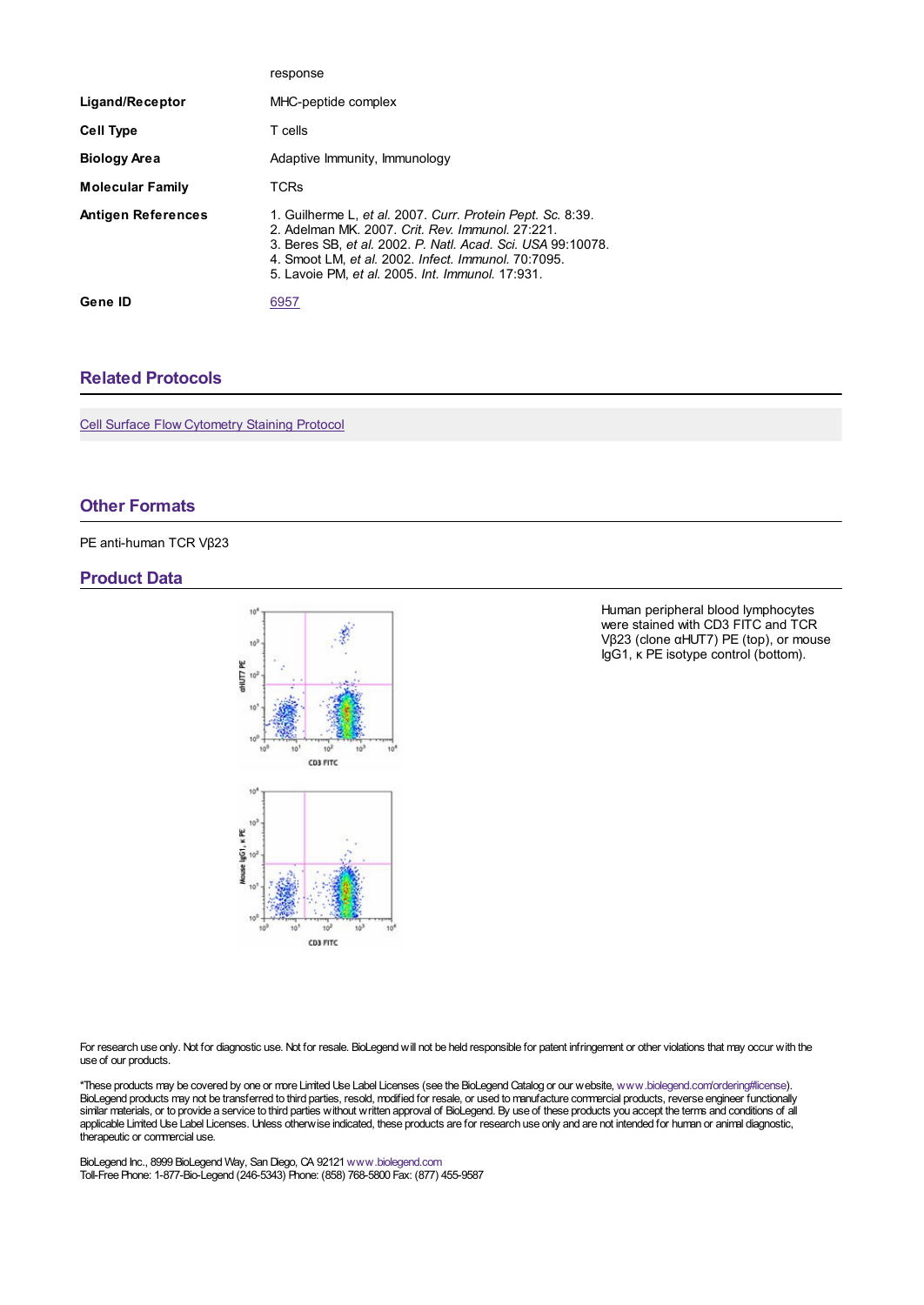| | |
|---|---|
| | response |
| **Ligand/Receptor** | MHC-peptide complex |
| **Cell Type** | T cells |
| **Biology Area** | Adaptive Immunity, Immunology |
| **Molecular Family** | TCRs |
| **Antigen References** | 1. Guilherme L, *et al.* 2007. *Curr. Protein Pept. Sc.* 8:39.<br>2. Adelman MK. 2007. *Crit. Rev. Immunol.* 27:221.<br>3. Beres SB, *et al.* 2002. *P. Natl. Acad. Sci. USA* 99:10078.<br>4. Smoot LM, *et al.* 2002. *Infect. Immunol.* 70:7095.<br>5. Lavoie PM, *et al.* 2005. *Int. Immunol.* 17:931. |
| **Gene ID** | 6957 |

## Related Protocols

Cell Surface Flow Cytometry Staining Protocol

## Other Formats

PE anti-human TCR Vβ23

## Product Data

αHUT7 PE
CD3 FITC

Mouse IgG1, κ PE
CD3 FITC

Human peripheral blood lymphocytes were stained with CD3 FITC and TCR Vβ23 (clone αHUT7) PE (top), or mouse IgG1, κ PE isotype control (bottom).

For research use only. Not for diagnostic use. Not for resale. BioLegend will not be held responsible for patent infringement or other violations that may occur with the use of our products.

*These products may be covered by one or more Limited Use Label Licenses (see the BioLegend Catalog or our website, www.biolegend.com/ordering#license). BioLegend products may not be transferred to third parties, resold, modified for resale, or used to manufacture commercial products, reverse engineer functionally similar materials, or to provide a service to third parties without written approval of BioLegend. By use of these products you accept the terms and conditions of all applicable Limited Use Label Licenses. Unless otherwise indicated, these products are for research use only and are not intended for human or animal diagnostic, therapeutic or commercial use.

BioLegend Inc., 8999 BioLegend Way, San Diego, CA 92121 www.biolegend.com
Toll-Free Phone: 1-877-Bio-Legend (246-5343) Phone: (858) 768-5800 Fax: (877) 455-9587